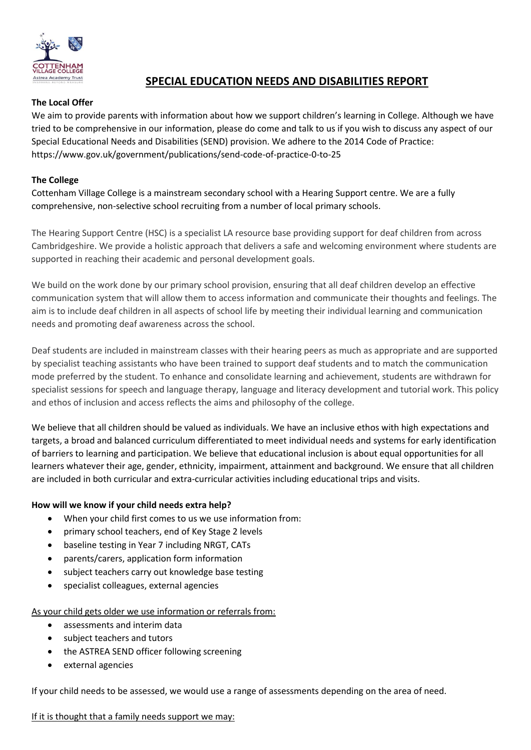# SPECIAL EDUCATION NEEDS AND DISABILITIES REPORT

**The Local Offer**

We aim to provide parents with information about how we support children's learning in College. Although we have tried to be comprehensive in our information, please do come and talk to us if you wish to discuss any aspect of our Special Educational Needs and Disabilities (SEND) provision. We adhere to the 2014 Code of Practice: https://www.gov.uk/government/publications/send-code-of-practice-0-to-25

**The College**

Cottenham Village College is a mainstream secondary school with a Hearing Support centre. We are a fully comprehensive, non-selective school recruiting from a number of local primary schools.

The Hearing Support Centre (HSC) is a specialist LA resource base providing support for deaf children from across Cambridgeshire. We provide a holistic approach that delivers a safe and welcoming environment where students are supported in reaching their academic and personal development goals.

We build on the work done by our primary school provision, ensuring that all deaf children develop an effective communication system that will allow them to access information and communicate their thoughts and feelings. The aim is to include deaf children in all aspects of school life by meeting their individual learning and communication needs and promoting deaf awareness across the school.

Deaf students are included in mainstream classes with their hearing peers as much as appropriate and are supported by specialist teaching assistants who have been trained to support deaf students and to match the communication mode preferred by the student. To enhance and consolidate learning and achievement, students are withdrawn for specialist sessions for speech and language therapy, language and literacy development and tutorial work. This policy and ethos of inclusion and access reflects the aims and philosophy of the college.

We believe that all children should be valued as individuals. We have an inclusive ethos with high expectations and targets, a broad and balanced curriculum differentiated to meet individual needs and systems for early identification of barriers to learning and participation. We believe that educational inclusion is about equal opportunities for all learners whatever their age, gender, ethnicity, impairment, attainment and background. We ensure that all children are included in both curricular and extra-curricular activities including educational trips and visits.

**How will we know if your child needs extra help?**

- When your child first comes to us we use information from:
- primary school teachers, end of Key Stage 2 levels
- baseline testing in Year 7 including NRGT, CATs
- parents/carers, application form information
- subject teachers carry out knowledge base testing
- specialist colleagues, external agencies

<u>As your child gets older we use information or referrals from:</u>

- assessments and interim data
- subject teachers and tutors
- the ASTREA SEND officer following screening
- external agencies

If your child needs to be assessed, we would use a range of assessments depending on the area of need.

<u>If it is thought that a family needs support we may:</u>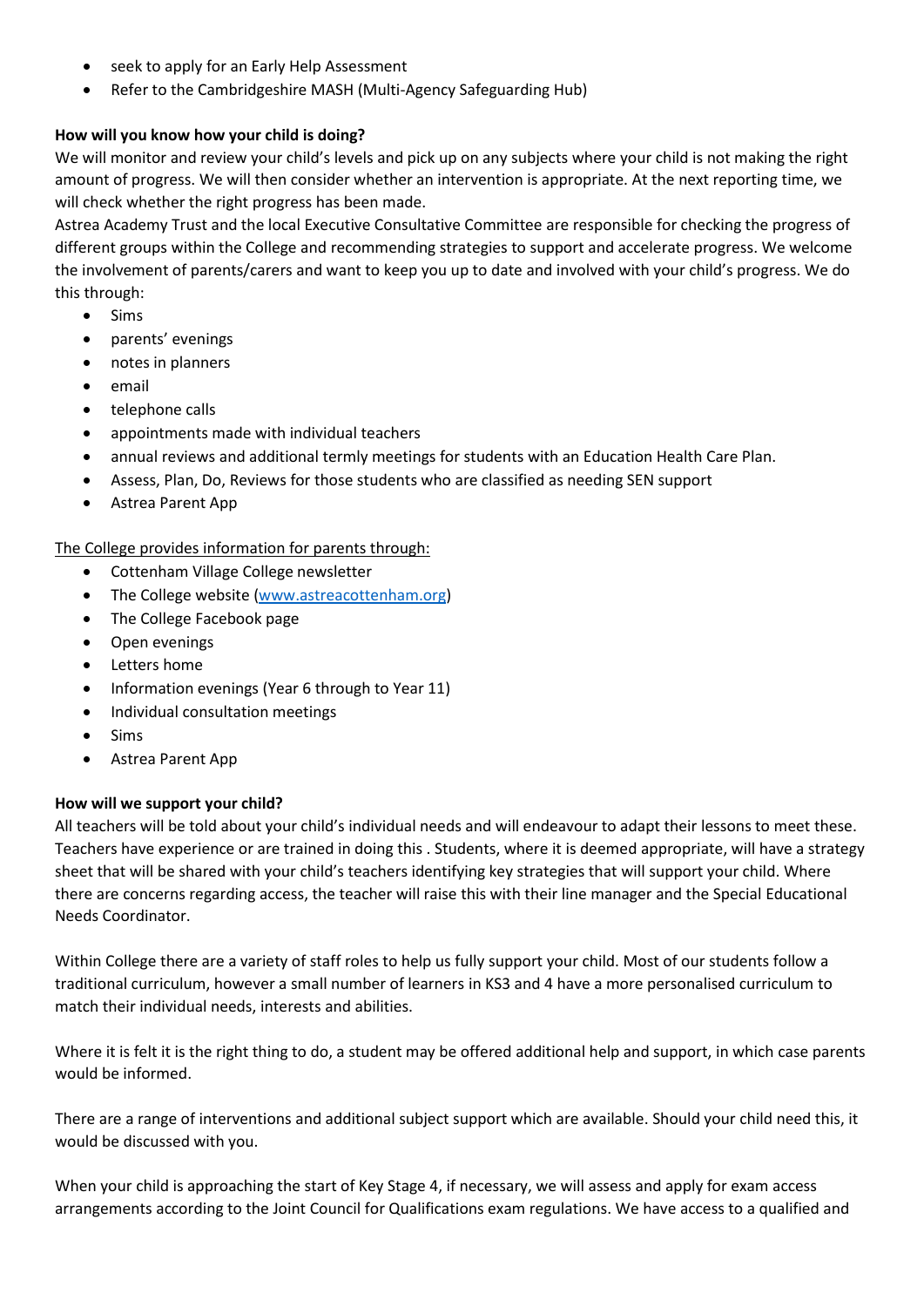- seek to apply for an Early Help Assessment
- Refer to the Cambridgeshire MASH (Multi-Agency Safeguarding Hub)

**How will you know how your child is doing?**

We will monitor and review your child's levels and pick up on any subjects where your child is not making the right amount of progress. We will then consider whether an intervention is appropriate. At the next reporting time, we will check whether the right progress has been made.

Astrea Academy Trust and the local Executive Consultative Committee are responsible for checking the progress of different groups within the College and recommending strategies to support and accelerate progress. We welcome the involvement of parents/carers and want to keep you up to date and involved with your child's progress. We do this through:

- Sims
- parents' evenings
- notes in planners
- email
- telephone calls
- appointments made with individual teachers
- annual reviews and additional termly meetings for students with an Education Health Care Plan.
- Assess, Plan, Do, Reviews for those students who are classified as needing SEN support
- Astrea Parent App

<u>The College provides information for parents through:</u>

- Cottenham Village College newsletter
- The College website ([www.astreacottenham.org](www.astreacottenham.org))
- The College Facebook page
- Open evenings
- Letters home
- Information evenings (Year 6 through to Year 11)
- Individual consultation meetings
- Sims
- Astrea Parent App

**How will we support your child?**

All teachers will be told about your child's individual needs and will endeavour to adapt their lessons to meet these. Teachers have experience or are trained in doing this . Students, where it is deemed appropriate, will have a strategy sheet that will be shared with your child's teachers identifying key strategies that will support your child. Where there are concerns regarding access, the teacher will raise this with their line manager and the Special Educational Needs Coordinator.

Within College there are a variety of staff roles to help us fully support your child. Most of our students follow a traditional curriculum, however a small number of learners in KS3 and 4 have a more personalised curriculum to match their individual needs, interests and abilities.

Where it is felt it is the right thing to do, a student may be offered additional help and support, in which case parents would be informed.

There are a range of interventions and additional subject support which are available. Should your child need this, it would be discussed with you.

When your child is approaching the start of Key Stage 4, if necessary, we will assess and apply for exam access arrangements according to the Joint Council for Qualifications exam regulations. We have access to a qualified and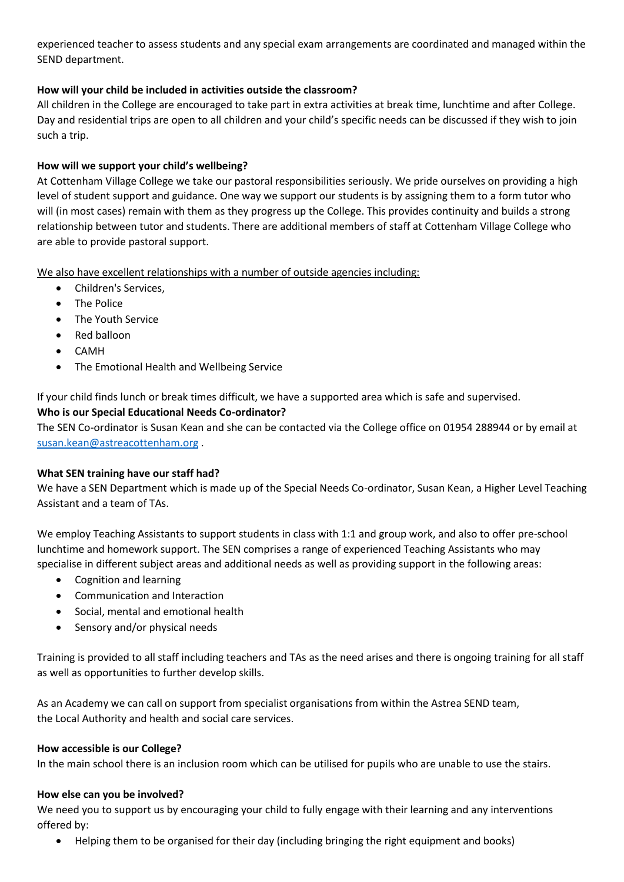experienced teacher to assess students and any special exam arrangements are coordinated and managed within the SEND department.

**How will your child be included in activities outside the classroom?**

All children in the College are encouraged to take part in extra activities at break time, lunchtime and after College. Day and residential trips are open to all children and your child's specific needs can be discussed if they wish to join such a trip.

**How will we support your child's wellbeing?**

At Cottenham Village College we take our pastoral responsibilities seriously. We pride ourselves on providing a high level of student support and guidance. One way we support our students is by assigning them to a form tutor who will (in most cases) remain with them as they progress up the College. This provides continuity and builds a strong relationship between tutor and students. There are additional members of staff at Cottenham Village College who are able to provide pastoral support.

<u>We also have excellent relationships with a number of outside agencies including:</u>

- Children's Services,
- The Police
- The Youth Service
- Red balloon
- CAMH
- The Emotional Health and Wellbeing Service

If your child finds lunch or break times difficult, we have a supported area which is safe and supervised.

**Who is our Special Educational Needs Co-ordinator?**

The SEN Co-ordinator is Susan Kean and she can be contacted via the College office on 01954 288944 or by email at [susan.kean@astreacottenham.org](mailto:susan.kean@astreacottenham.org) .

**What SEN training have our staff had?**

We have a SEN Department which is made up of the Special Needs Co-ordinator, Susan Kean, a Higher Level Teaching Assistant and a team of TAs.

We employ Teaching Assistants to support students in class with 1:1 and group work, and also to offer pre-school lunchtime and homework support. The SEN comprises a range of experienced Teaching Assistants who may specialise in different subject areas and additional needs as well as providing support in the following areas:

- Cognition and learning
- Communication and Interaction
- Social, mental and emotional health
- Sensory and/or physical needs

Training is provided to all staff including teachers and TAs as the need arises and there is ongoing training for all staff as well as opportunities to further develop skills.

As an Academy we can call on support from specialist organisations from within the Astrea SEND team, the Local Authority and health and social care services.

**How accessible is our College?**

In the main school there is an inclusion room which can be utilised for pupils who are unable to use the stairs.

**How else can you be involved?**

We need you to support us by encouraging your child to fully engage with their learning and any interventions offered by:

- Helping them to be organised for their day (including bringing the right equipment and books)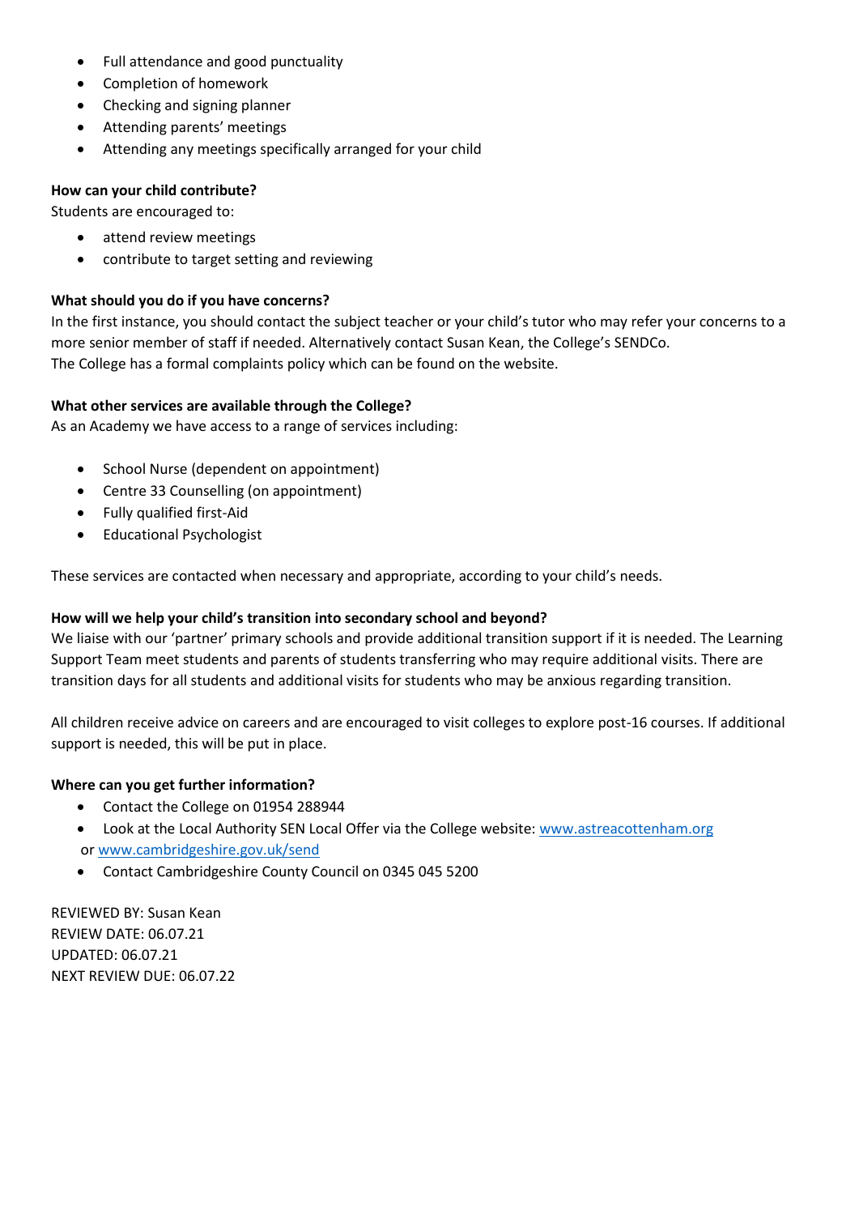- Full attendance and good punctuality
- Completion of homework
- Checking and signing planner
- Attending parents' meetings
- Attending any meetings specifically arranged for your child

**How can your child contribute?**

Students are encouraged to:

- attend review meetings
- contribute to target setting and reviewing

**What should you do if you have concerns?**

In the first instance, you should contact the subject teacher or your child's tutor who may refer your concerns to a more senior member of staff if needed. Alternatively contact Susan Kean, the College's SENDCo.
The College has a formal complaints policy which can be found on the website.

**What other services are available through the College?**

As an Academy we have access to a range of services including:

- School Nurse (dependent on appointment)
- Centre 33 Counselling (on appointment)
- Fully qualified first-Aid
- Educational Psychologist

These services are contacted when necessary and appropriate, according to your child's needs.

**How will we help your child's transition into secondary school and beyond?**

We liaise with our 'partner' primary schools and provide additional transition support if it is needed. The Learning Support Team meet students and parents of students transferring who may require additional visits. There are transition days for all students and additional visits for students who may be anxious regarding transition.

All children receive advice on careers and are encouraged to visit colleges to explore post-16 courses. If additional support is needed, this will be put in place.

**Where can you get further information?**

- Contact the College on 01954 288944
- Look at the Local Authority SEN Local Offer via the College website: [www.astreacottenham.org](http://www.astreacottenham.org) or [www.cambridgeshire.gov.uk/send](http://www.cambridgeshire.gov.uk/send)
- Contact Cambridgeshire County Council on 0345 045 5200

REVIEWED BY: Susan Kean
REVIEW DATE: 06.07.21
UPDATED: 06.07.21
NEXT REVIEW DUE: 06.07.22